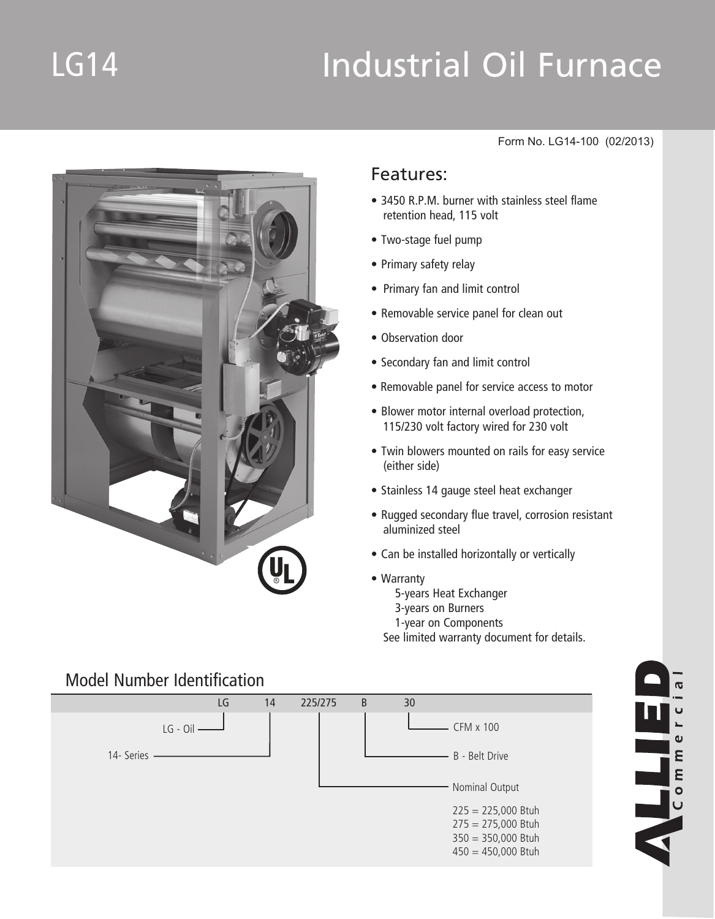# LG14 Industrial Oil Furnace

Form No. LG14-100 (02/2013)

## Features:

- 3450 R.P.M. burner with stainless steel flame retention head, 115 volt
- Two-stage fuel pump
- Primary safety relay
- Primary fan and limit control
- Removable service panel for clean out
- Observation door
- Secondary fan and limit control
- Removable panel for service access to motor
- Blower motor internal overload protection, 115/230 volt factory wired for 230 volt
- Twin blowers mounted on rails for easy service (either side)
- Stainless 14 gauge steel heat exchanger
- Rugged secondary flue travel, corrosion resistant aluminized steel
- Can be installed horizontally or vertically
- Warranty
  - 5-years Heat Exchanger
  - 3-years on Burners
  - 1-year on Components

  See limited warranty document for details.

## Model Number Identification

LG 14 225/275 B 30

- LG - Oil
- 14- Series
- 225/275 - Nominal Output
  - 225 = 225,000 Btuh
  - 275 = 275,000 Btuh
  - 350 = 350,000 Btuh
  - 450 = 450,000 Btuh
- B - Belt Drive
- 30 - CFM x 100

ALLIED Commercial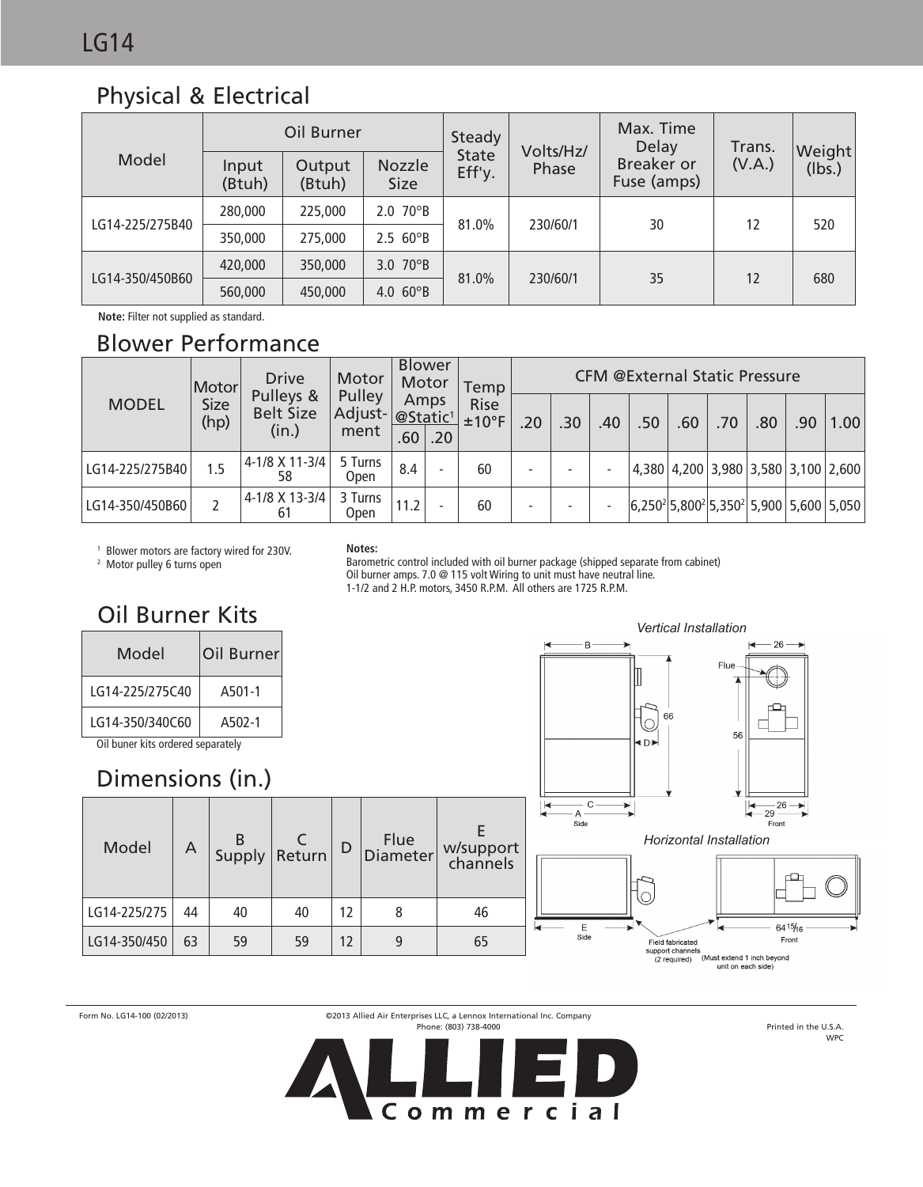## Physical & Electrical

| Model | Oil Burner | | | Steady State Eff'y. | Volts/Hz/ Phase | Max. Time Delay Breaker or Fuse (amps) | Trans. (V.A.) | Weight (lbs.) |
|---|---|---|---|---|---|---|---|---|
| | Input (Btuh) | Output (Btuh) | Nozzle Size | | | | | |
| LG14-225/275B40 | 280,000 | 225,000 | 2.0 70°B | 81.0% | 230/60/1 | 30 | 12 | 520 |
| | 350,000 | 275,000 | 2.5 60°B | | | | | |
| LG14-350/450B60 | 420,000 | 350,000 | 3.0 70°B | 81.0% | 230/60/1 | 35 | 12 | 680 |
| | 560,000 | 450,000 | 4.0 60°B | | | | | |

**Note:** Filter not supplied as standard.

## Blower Performance

| MODEL | Motor Size (hp) | Drive Pulleys & Belt Size (in.) | Motor Pulley Adjust-ment | Blower Motor Amps @Static[1] | | Temp Rise ±10°F | CFM @External Static Pressure | | | | | | | | |
|---|---|---|---|---|---|---|---|---|---|---|---|---|---|---|---|
| | | | | .60 | .20 | | .20 | .30 | .40 | .50 | .60 | .70 | .80 | .90 | 1.00 |
| LG14-225/275B40 | 1.5 | 4-1/8 X 11-3/4 58 | 5 Turns Open | 8.4 | - | 60 | - | - | - | 4,380 | 4,200 | 3,980 | 3,580 | 3,100 | 2,600 |
| LG14-350/450B60 | 2 | 4-1/8 X 13-3/4 61 | 3 Turns Open | 11.2 | - | 60 | - | - | - | 6,250[2] | 5,800[2] | 5,350[2] | 5,900 | 5,600 | 5,050 |

[1] Blower motors are factory wired for 230V.
[2] Motor pulley 6 turns open

**Notes:**
Barometric control included with oil burner package (shipped separate from cabinet)
Oil burner amps. 7.0 @ 115 volt Wiring to unit must have neutral line.
1-1/2 and 2 H.P. motors, 3450 R.P.M. All others are 1725 R.P.M.

## Oil Burner Kits

| Model | Oil Burner |
|---|---|
| LG14-225/275C40 | A501-1 |
| LG14-350/340C60 | A502-1 |

Oil buner kits ordered separately

## Dimensions (in.)

| Model | A | B Supply | C Return | D | Flue Diameter | E w/support channels |
|---|---|---|---|---|---|---|
| LG14-225/275 | 44 | 40 | 40 | 12 | 8 | 46 |
| LG14-350/450 | 63 | 59 | 59 | 12 | 9 | 65 |

Vertical Installation

B
26
Flue
66
56
D
C
A
Side
26
29
Front

Horizontal Installation

E
Side
64 15/16
Front
Field fabricated support channels (2 required)
(Must extend 1 inch beyond unit on each side)

Form No. LG14-100 (02/2013)

©2013 Allied Air Enterprises LLC, a Lennox International Inc. Company
Phone: (803) 738-4000

Printed in the U.S.A.
WPC

ALLIED Commercial